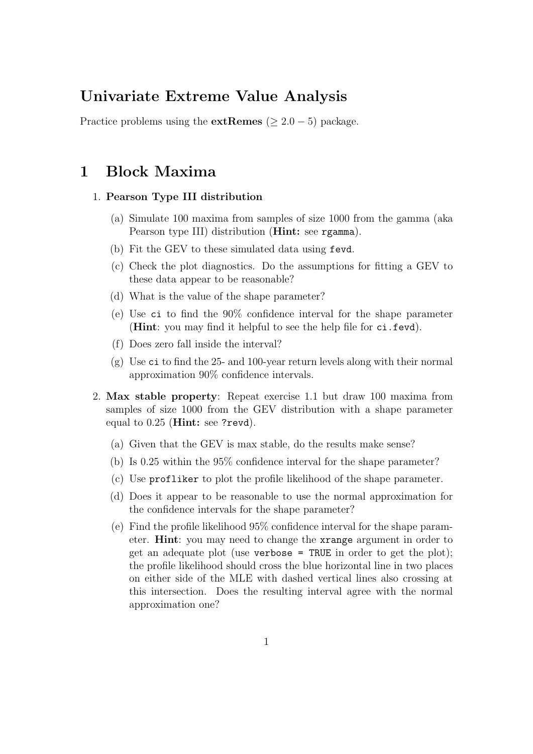# Univariate Extreme Value Analysis

Practice problems using the **extRemes** ($\geq 2.0-5$) package.

## 1 Block Maxima

1. **Pearson Type III distribution**
   (a) Simulate 100 maxima from samples of size 1000 from the gamma (aka Pearson type III) distribution (**Hint:** see `rgamma`).
   (b) Fit the GEV to these simulated data using `fevd`.
   (c) Check the plot diagnostics. Do the assumptions for fitting a GEV to these data appear to be reasonable?
   (d) What is the value of the shape parameter?
   (e) Use `ci` to find the 90% confidence interval for the shape parameter (**Hint**: you may find it helpful to see the help file for `ci.fevd`).
   (f) Does zero fall inside the interval?
   (g) Use `ci` to find the 25- and 100-year return levels along with their normal approximation 90% confidence intervals.

2. **Max stable property**: Repeat exercise 1.1 but draw 100 maxima from samples of size 1000 from the GEV distribution with a shape parameter equal to 0.25 (**Hint:** see `?revd`).
   (a) Given that the GEV is max stable, do the results make sense?
   (b) Is 0.25 within the 95% confidence interval for the shape parameter?
   (c) Use `profliker` to plot the profile likelihood of the shape parameter.
   (d) Does it appear to be reasonable to use the normal approximation for the confidence intervals for the shape parameter?
   (e) Find the profile likelihood 95% confidence interval for the shape parameter. **Hint**: you may need to change the `xrange` argument in order to get an adequate plot (use `verbose = TRUE` in order to get the plot); the profile likelihood should cross the blue horizontal line in two places on either side of the MLE with dashed vertical lines also crossing at this intersection. Does the resulting interval agree with the normal approximation one?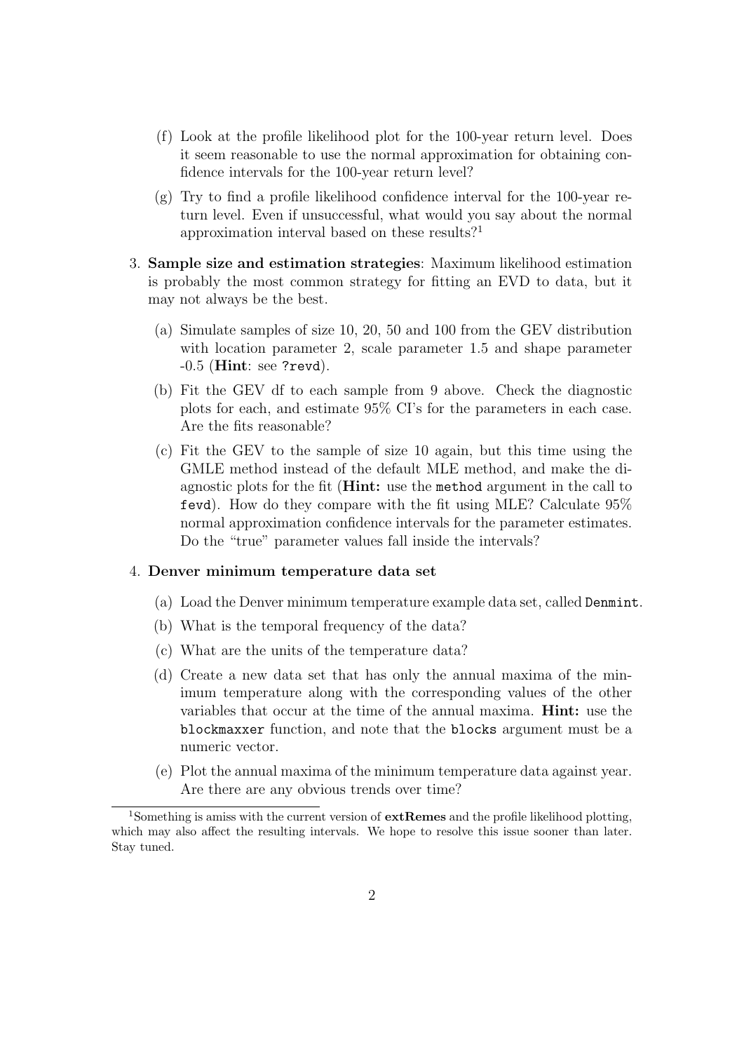(f) Look at the profile likelihood plot for the 100-year return level. Does it seem reasonable to use the normal approximation for obtaining confidence intervals for the 100-year return level?

(g) Try to find a profile likelihood confidence interval for the 100-year return level. Even if unsuccessful, what would you say about the normal approximation interval based on these results?[1]

3. **Sample size and estimation strategies**: Maximum likelihood estimation is probably the most common strategy for fitting an EVD to data, but it may not always be the best.

   (a) Simulate samples of size 10, 20, 50 and 100 from the GEV distribution with location parameter 2, scale parameter 1.5 and shape parameter -0.5 (**Hint**: see `?revd`).

   (b) Fit the GEV df to each sample from 9 above. Check the diagnostic plots for each, and estimate 95% CI's for the parameters in each case. Are the fits reasonable?

   (c) Fit the GEV to the sample of size 10 again, but this time using the GMLE method instead of the default MLE method, and make the diagnostic plots for the fit (**Hint:** use the `method` argument in the call to `fevd`). How do they compare with the fit using MLE? Calculate 95% normal approximation confidence intervals for the parameter estimates. Do the "true" parameter values fall inside the intervals?

4. **Denver minimum temperature data set**

   (a) Load the Denver minimum temperature example data set, called `Denmint`.

   (b) What is the temporal frequency of the data?

   (c) What are the units of the temperature data?

   (d) Create a new data set that has only the annual maxima of the minimum temperature along with the corresponding values of the other variables that occur at the time of the annual maxima. **Hint:** use the `blockmaxxer` function, and note that the `blocks` argument must be a numeric vector.

   (e) Plot the annual maxima of the minimum temperature data against year. Are there are any obvious trends over time?

[1] Something is amiss with the current version of **extRemes** and the profile likelihood plotting, which may also affect the resulting intervals. We hope to resolve this issue sooner than later. Stay tuned.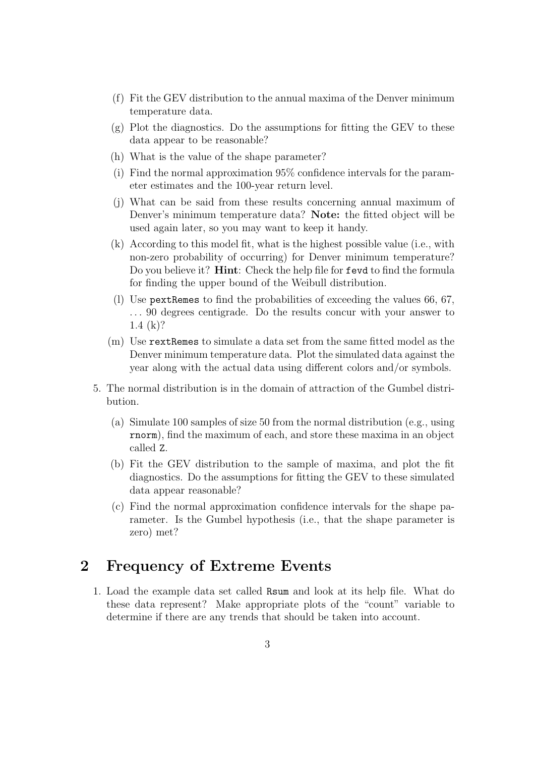(f) Fit the GEV distribution to the annual maxima of the Denver minimum temperature data.

(g) Plot the diagnostics. Do the assumptions for fitting the GEV to these data appear to be reasonable?

(h) What is the value of the shape parameter?

(i) Find the normal approximation 95% confidence intervals for the parameter estimates and the 100-year return level.

(j) What can be said from these results concerning annual maximum of Denver's minimum temperature data? **Note:** the fitted object will be used again later, so you may want to keep it handy.

(k) According to this model fit, what is the highest possible value (i.e., with non-zero probability of occurring) for Denver minimum temperature? Do you believe it? **Hint**: Check the help file for `fevd` to find the formula for finding the upper bound of the Weibull distribution.

(l) Use `pextRemes` to find the probabilities of exceeding the values 66, 67, ... 90 degrees centigrade. Do the results concur with your answer to 1.4 (k)?

(m) Use `rextRemes` to simulate a data set from the same fitted model as the Denver minimum temperature data. Plot the simulated data against the year along with the actual data using different colors and/or symbols.

5. The normal distribution is in the domain of attraction of the Gumbel distribution.

   (a) Simulate 100 samples of size 50 from the normal distribution (e.g., using `rnorm`), find the maximum of each, and store these maxima in an object called `Z`.

   (b) Fit the GEV distribution to the sample of maxima, and plot the fit diagnostics. Do the assumptions for fitting the GEV to these simulated data appear reasonable?

   (c) Find the normal approximation confidence intervals for the shape parameter. Is the Gumbel hypothesis (i.e., that the shape parameter is zero) met?

# 2 Frequency of Extreme Events

1. Load the example data set called `Rsum` and look at its help file. What do these data represent? Make appropriate plots of the "count" variable to determine if there are any trends that should be taken into account.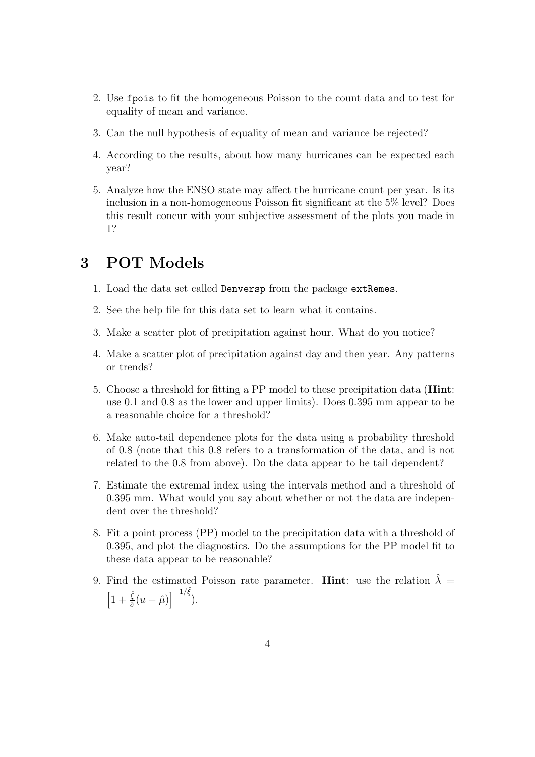2. Use `fpois` to fit the homogeneous Poisson to the count data and to test for equality of mean and variance.

3. Can the null hypothesis of equality of mean and variance be rejected?

4. According to the results, about how many hurricanes can be expected each year?

5. Analyze how the ENSO state may affect the hurricane count per year. Is its inclusion in a non-homogeneous Poisson fit significant at the 5% level? Does this result concur with your subjective assessment of the plots you made in 1?

# 3 POT Models

1. Load the data set called `Denversp` from the package `extRemes`.

2. See the help file for this data set to learn what it contains.

3. Make a scatter plot of precipitation against hour. What do you notice?

4. Make a scatter plot of precipitation against day and then year. Any patterns or trends?

5. Choose a threshold for fitting a PP model to these precipitation data (**Hint**: use 0.1 and 0.8 as the lower and upper limits). Does 0.395 mm appear to be a reasonable choice for a threshold?

6. Make auto-tail dependence plots for the data using a probability threshold of 0.8 (note that this 0.8 refers to a transformation of the data, and is not related to the 0.8 from above). Do the data appear to be tail dependent?

7. Estimate the extremal index using the intervals method and a threshold of 0.395 mm. What would you say about whether or not the data are independent over the threshold?

8. Fit a point process (PP) model to the precipitation data with a threshold of 0.395, and plot the diagnostics. Do the assumptions for the PP model fit to these data appear to be reasonable?

9. Find the estimated Poisson rate parameter. **Hint**: use the relation $\hat{\lambda} = \left[1 + \frac{\hat{\xi}}{\hat{\sigma}}(u - \hat{\mu})\right]^{-1/\hat{\xi}}$).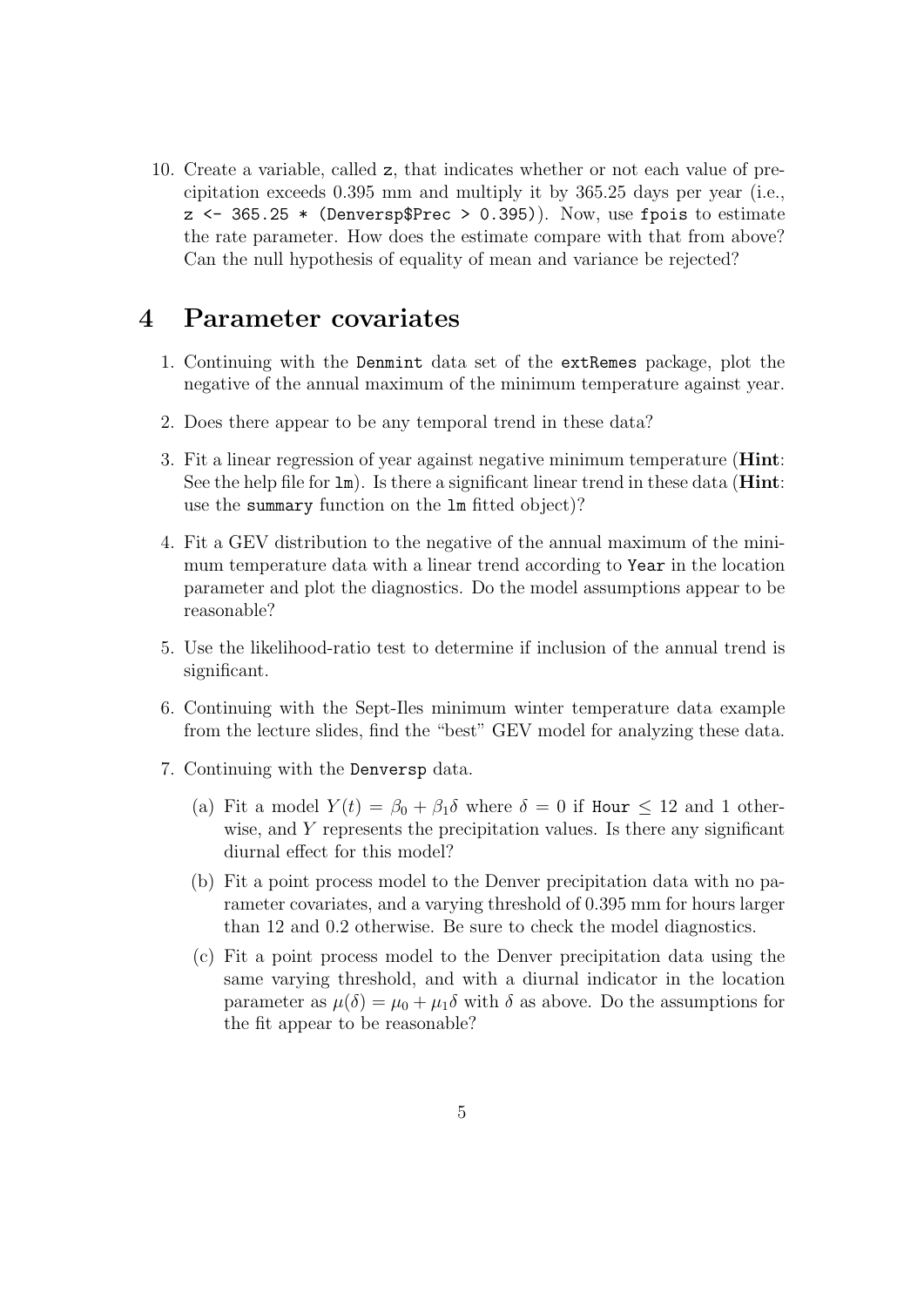10. Create a variable, called `z`, that indicates whether or not each value of precipitation exceeds 0.395 mm and multiply it by 365.25 days per year (i.e., `z <- 365.25 * (Denversp$Prec > 0.395)`). Now, use `fpois` to estimate the rate parameter. How does the estimate compare with that from above? Can the null hypothesis of equality of mean and variance be rejected?

# 4 Parameter covariates

1. Continuing with the `Denmint` data set of the `extRemes` package, plot the negative of the annual maximum of the minimum temperature against year.

2. Does there appear to be any temporal trend in these data?

3. Fit a linear regression of year against negative minimum temperature (**Hint**: See the help file for `lm`). Is there a significant linear trend in these data (**Hint**: use the `summary` function on the `lm` fitted object)?

4. Fit a GEV distribution to the negative of the annual maximum of the minimum temperature data with a linear trend according to `Year` in the location parameter and plot the diagnostics. Do the model assumptions appear to be reasonable?

5. Use the likelihood-ratio test to determine if inclusion of the annual trend is significant.

6. Continuing with the Sept-Iles minimum winter temperature data example from the lecture slides, find the "best" GEV model for analyzing these data.

7. Continuing with the `Denversp` data.

   (a) Fit a model $Y(t) = \beta_0 + \beta_1 \delta$ where $\delta = 0$ if `Hour` $\leq 12$ and 1 otherwise, and $Y$ represents the precipitation values. Is there any significant diurnal effect for this model?

   (b) Fit a point process model to the Denver precipitation data with no parameter covariates, and a varying threshold of 0.395 mm for hours larger than 12 and 0.2 otherwise. Be sure to check the model diagnostics.

   (c) Fit a point process model to the Denver precipitation data using the same varying threshold, and with a diurnal indicator in the location parameter as $\mu(\delta) = \mu_0 + \mu_1 \delta$ with $\delta$ as above. Do the assumptions for the fit appear to be reasonable?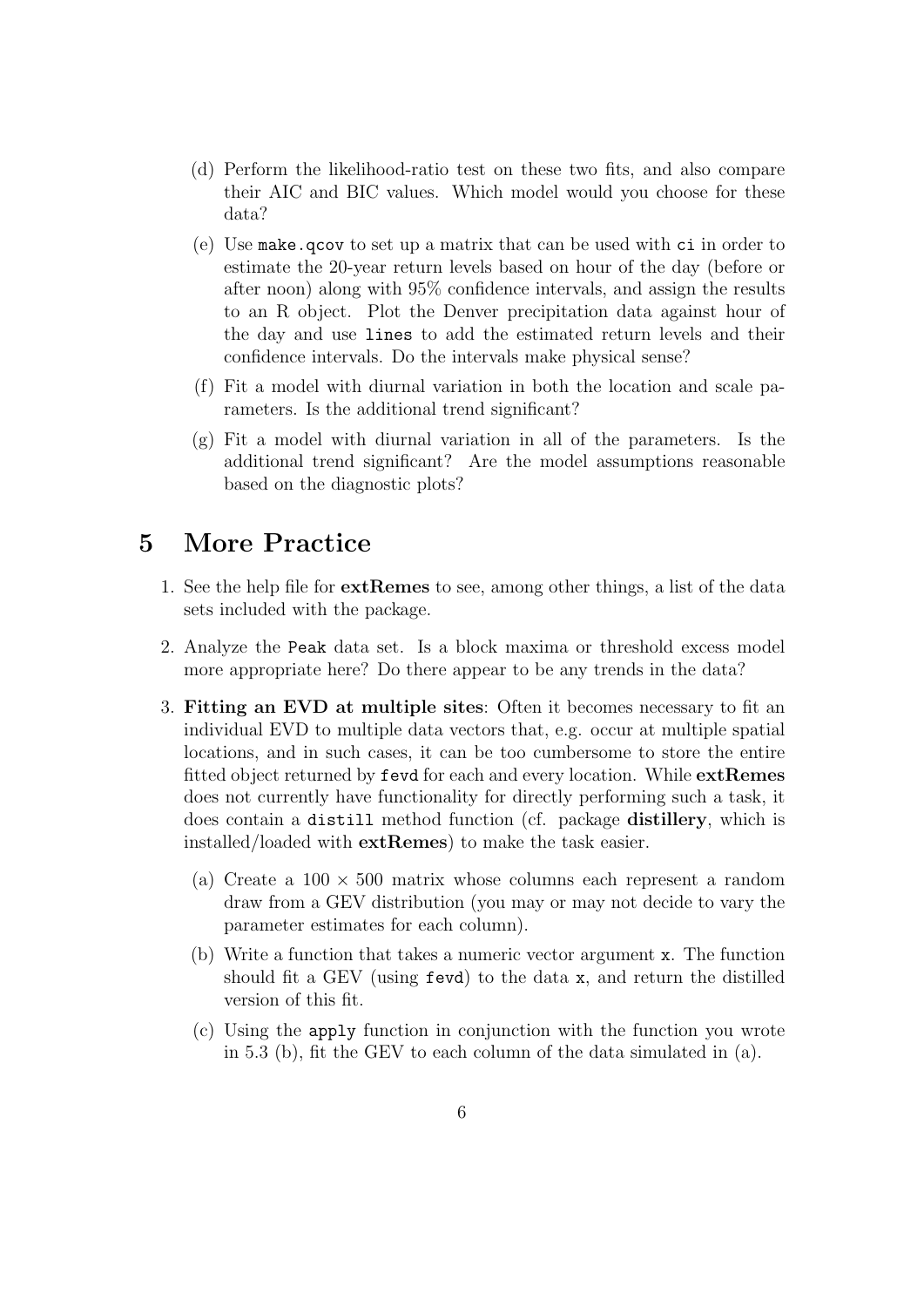(d) Perform the likelihood-ratio test on these two fits, and also compare their AIC and BIC values. Which model would you choose for these data?

(e) Use `make.qcov` to set up a matrix that can be used with `ci` in order to estimate the 20-year return levels based on hour of the day (before or after noon) along with 95% confidence intervals, and assign the results to an R object. Plot the Denver precipitation data against hour of the day and use `lines` to add the estimated return levels and their confidence intervals. Do the intervals make physical sense?

(f) Fit a model with diurnal variation in both the location and scale parameters. Is the additional trend significant?

(g) Fit a model with diurnal variation in all of the parameters. Is the additional trend significant? Are the model assumptions reasonable based on the diagnostic plots?

## 5 More Practice

1. See the help file for **extRemes** to see, among other things, a list of the data sets included with the package.

2. Analyze the `Peak` data set. Is a block maxima or threshold excess model more appropriate here? Do there appear to be any trends in the data?

3. **Fitting an EVD at multiple sites**: Often it becomes necessary to fit an individual EVD to multiple data vectors that, e.g. occur at multiple spatial locations, and in such cases, it can be too cumbersome to store the entire fitted object returned by `fevd` for each and every location. While **extRemes** does not currently have functionality for directly performing such a task, it does contain a `distill` method function (cf. package **distillery**, which is installed/loaded with **extRemes**) to make the task easier.

   (a) Create a $100 \times 500$ matrix whose columns each represent a random draw from a GEV distribution (you may or may not decide to vary the parameter estimates for each column).

   (b) Write a function that takes a numeric vector argument `x`. The function should fit a GEV (using `fevd`) to the data `x`, and return the distilled version of this fit.

   (c) Using the `apply` function in conjunction with the function you wrote in 5.3 (b), fit the GEV to each column of the data simulated in (a).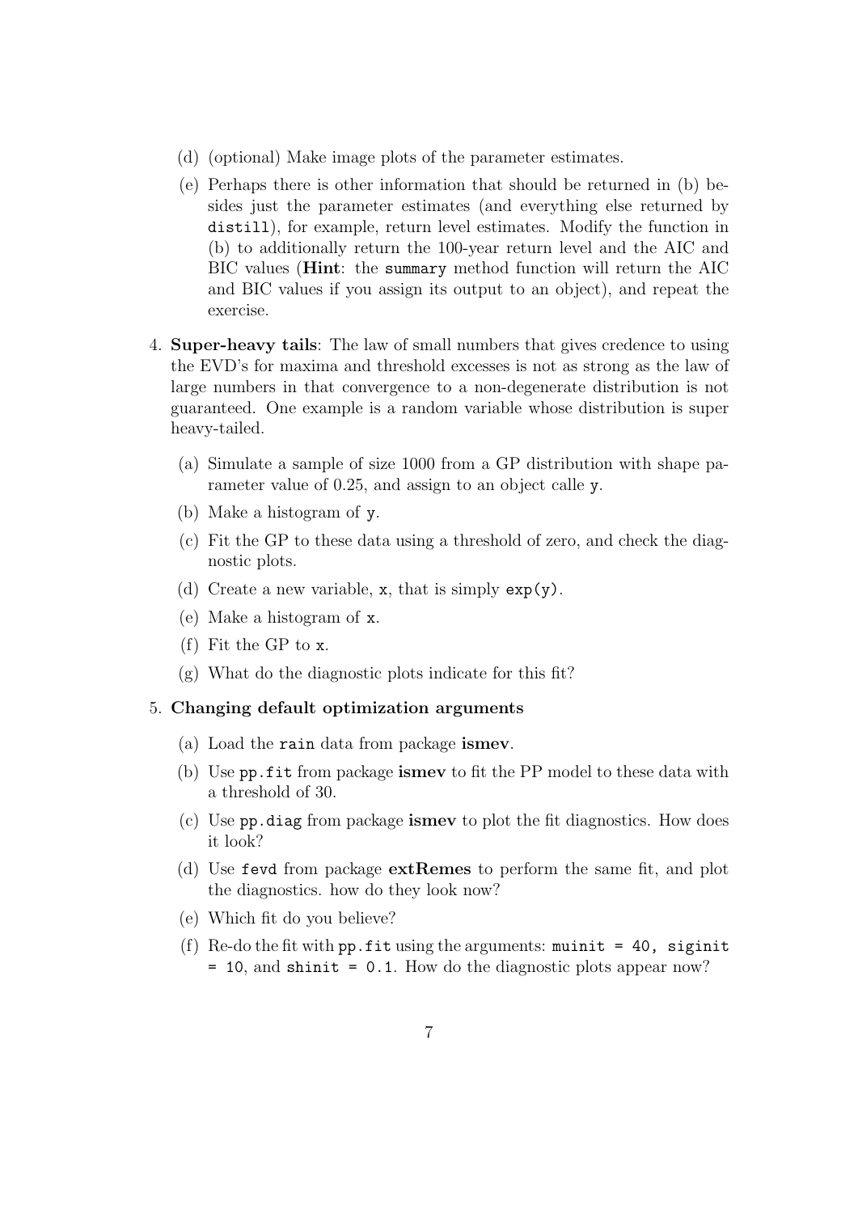(d) (optional) Make image plots of the parameter estimates.

(e) Perhaps there is other information that should be returned in (b) besides just the parameter estimates (and everything else returned by `distill`), for example, return level estimates. Modify the function in (b) to additionally return the 100-year return level and the AIC and BIC values (**Hint**: the `summary` method function will return the AIC and BIC values if you assign its output to an object), and repeat the exercise.

4. **Super-heavy tails**: The law of small numbers that gives credence to using the EVD's for maxima and threshold excesses is not as strong as the law of large numbers in that convergence to a non-degenerate distribution is not guaranteed. One example is a random variable whose distribution is super heavy-tailed.

   (a) Simulate a sample of size 1000 from a GP distribution with shape parameter value of 0.25, and assign to an object calle `y`.

   (b) Make a histogram of `y`.

   (c) Fit the GP to these data using a threshold of zero, and check the diagnostic plots.

   (d) Create a new variable, `x`, that is simply `exp(y)`.

   (e) Make a histogram of `x`.

   (f) Fit the GP to `x`.

   (g) What do the diagnostic plots indicate for this fit?

5. **Changing default optimization arguments**

   (a) Load the `rain` data from package **ismev**.

   (b) Use `pp.fit` from package **ismev** to fit the PP model to these data with a threshold of 30.

   (c) Use `pp.diag` from package **ismev** to plot the fit diagnostics. How does it look?

   (d) Use `fevd` from package **extRemes** to perform the same fit, and plot the diagnostics. how do they look now?

   (e) Which fit do you believe?

   (f) Re-do the fit with `pp.fit` using the arguments: `muinit = 40, siginit = 10`, and `shinit = 0.1`. How do the diagnostic plots appear now?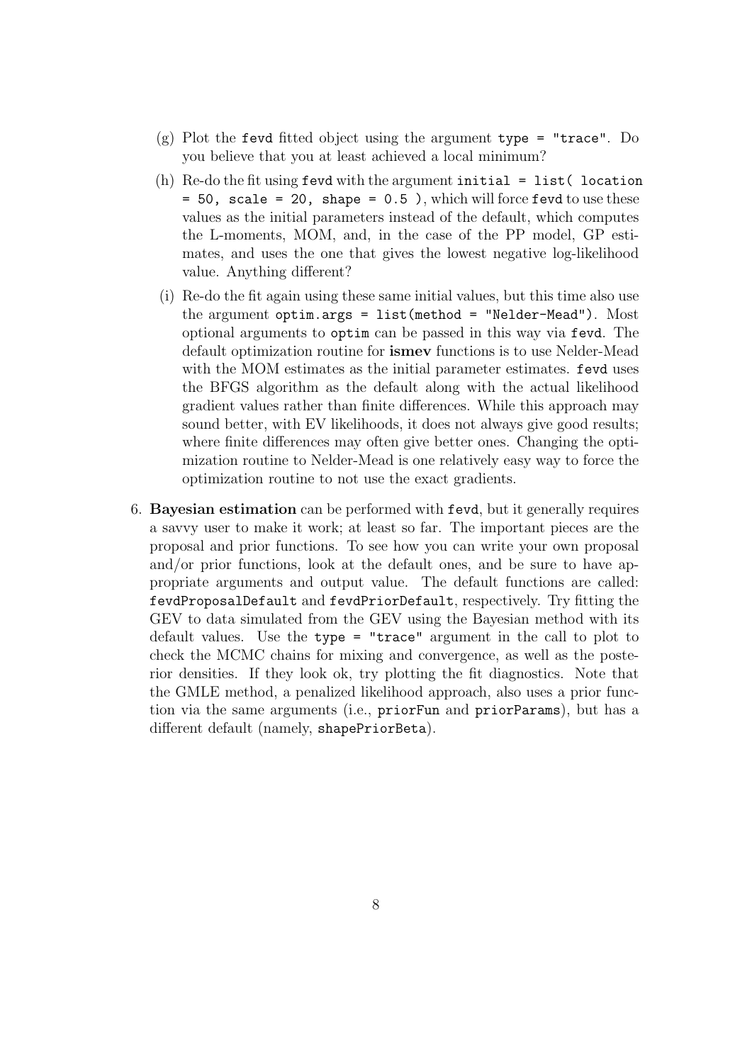(g) Plot the `fevd` fitted object using the argument `type = "trace"`. Do you believe that you at least achieved a local minimum?

(h) Re-do the fit using `fevd` with the argument `initial = list( location = 50, scale = 20, shape = 0.5 )`, which will force `fevd` to use these values as the initial parameters instead of the default, which computes the L-moments, MOM, and, in the case of the PP model, GP estimates, and uses the one that gives the lowest negative log-likelihood value. Anything different?

(i) Re-do the fit again using these same initial values, but this time also use the argument `optim.args = list(method = "Nelder-Mead")`. Most optional arguments to `optim` can be passed in this way via `fevd`. The default optimization routine for **ismev** functions is to use Nelder-Mead with the MOM estimates as the initial parameter estimates. `fevd` uses the BFGS algorithm as the default along with the actual likelihood gradient values rather than finite differences. While this approach may sound better, with EV likelihoods, it does not always give good results; where finite differences may often give better ones. Changing the optimization routine to Nelder-Mead is one relatively easy way to force the optimization routine to not use the exact gradients.

6. **Bayesian estimation** can be performed with `fevd`, but it generally requires a savvy user to make it work; at least so far. The important pieces are the proposal and prior functions. To see how you can write your own proposal and/or prior functions, look at the default ones, and be sure to have appropriate arguments and output value. The default functions are called: `fevdProposalDefault` and `fevdPriorDefault`, respectively. Try fitting the GEV to data simulated from the GEV using the Bayesian method with its default values. Use the `type = "trace"` argument in the call to plot to check the MCMC chains for mixing and convergence, as well as the posterior densities. If they look ok, try plotting the fit diagnostics. Note that the GMLE method, a penalized likelihood approach, also uses a prior function via the same arguments (i.e., `priorFun` and `priorParams`), but has a different default (namely, `shapePriorBeta`).